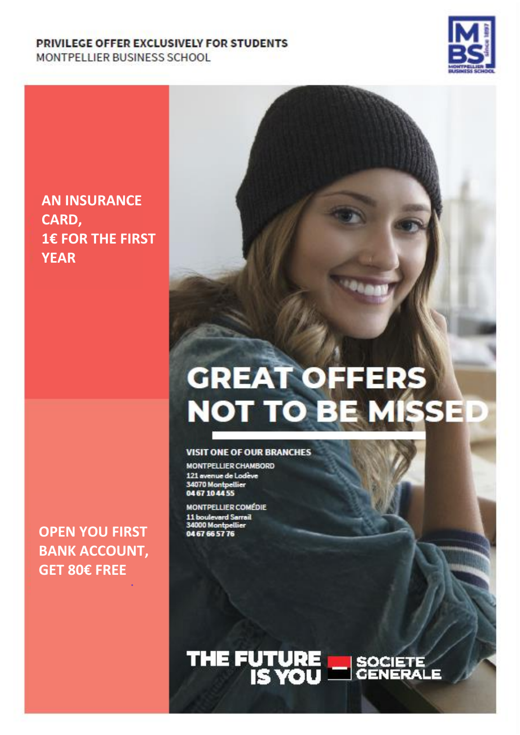**PRIVILEGE OFFER EXCLUSIVELY FOR STUDENTS**
MONTPELLIER BUSINESS SCHOOL

**AN INSURANCE CARD, 1€ FOR THE FIRST YEAR**

# GREAT OFFERS NOT TO BE MISSED

**VISIT ONE OF OUR BRANCHES**

MONTPELLIER CHAMBORD
121 avenue de Lodève
34070 Montpellier
04 67 10 44 55

MONTPELLIER COMÉDIE
11 boulevard Sarrail
34000 Montpellier
04 67 66 57 76

**OPEN YOU FIRST BANK ACCOUNT, GET 80€ FREE**

THE FUTURE IS YOU — SOCIETE GENERALE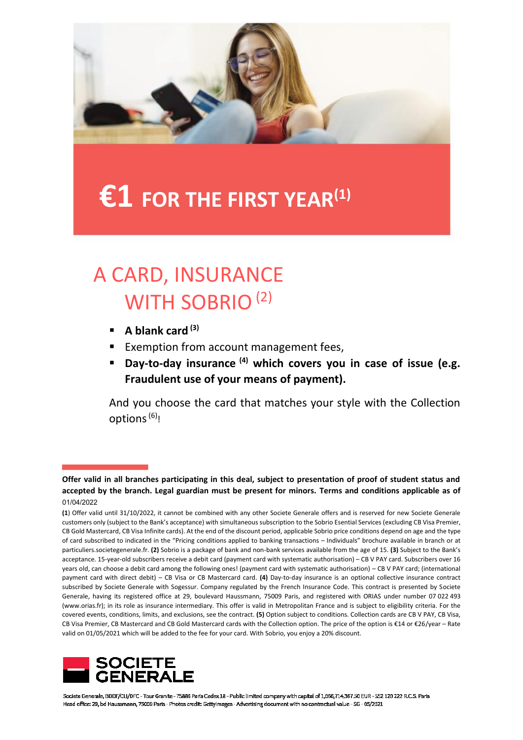# €1 FOR THE FIRST YEAR[1]

## A CARD, INSURANCE WITH SOBRIO [2]

- **A blank card [3]**
- Exemption from account management fees,
- **Day-to-day insurance [4] which covers you in case of issue (e.g. Fraudulent use of your means of payment).**

And you choose the card that matches your style with the Collection options [6]!

**Offer valid in all branches participating in this deal, subject to presentation of proof of student status and accepted by the branch. Legal guardian must be present for minors. Terms and conditions applicable as of** 01/04/2022

**(1)** Offer valid until 31/10/2022, it cannot be combined with any other Societe Generale offers and is reserved for new Societe Generale customers only (subject to the Bank's acceptance) with simultaneous subscription to the Sobrio Esential Services (excluding CB Visa Premier, CB Gold Mastercard, CB Visa Infinite cards). At the end of the discount period, applicable Sobrio price conditions depend on age and the type of card subscribed to indicated in the "Pricing conditions applied to banking transactions – Individuals" brochure available in branch or at particuliers.societegenerale.fr. **(2)** Sobrio is a package of bank and non-bank services available from the age of 15. **(3)** Subject to the Bank's acceptance. 15-year-old subscribers receive a debit card (payment card with systematic authorisation) – CB V PAY card. Subscribers over 16 years old, can choose a debit card among the following ones! (payment card with systematic authorisation) – CB V PAY card; (international payment card with direct debit) – CB Visa or CB Mastercard card. **(4)** Day-to-day insurance is an optional collective insurance contract subscribed by Societe Generale with Sogessur. Company regulated by the French Insurance Code. This contract is presented by Societe Generale, having its registered office at 29, boulevard Haussmann, 75009 Paris, and registered with ORIAS under number 07 022 493 (www.orias.fr); in its role as insurance intermediary. This offer is valid in Metropolitan France and is subject to eligibility criteria. For the covered events, conditions, limits, and exclusions, see the contract. **(5)** Option subject to conditions. Collection cards are CB V PAY, CB Visa, CB Visa Premier, CB Mastercard and CB Gold Mastercard cards with the Collection option. The price of the option is €14 or €26/year – Rate valid on 01/05/2021 which will be added to the fee for your card. With Sobrio, you enjoy a 20% discount.

SOCIETE GENERALE

Societe Generale, BDDF/CLI/DFC - Tour Granite - 75886 Paris Cedex 18 - Public limited company with capital of 1,066,714,367.50 EUR - 552 120 222 R.C.S. Paris
Head office: 29, bd Haussmann, 75009 Paris - Photos credit: GettyImages - Advertising document with no contractual value - SG - 05/2021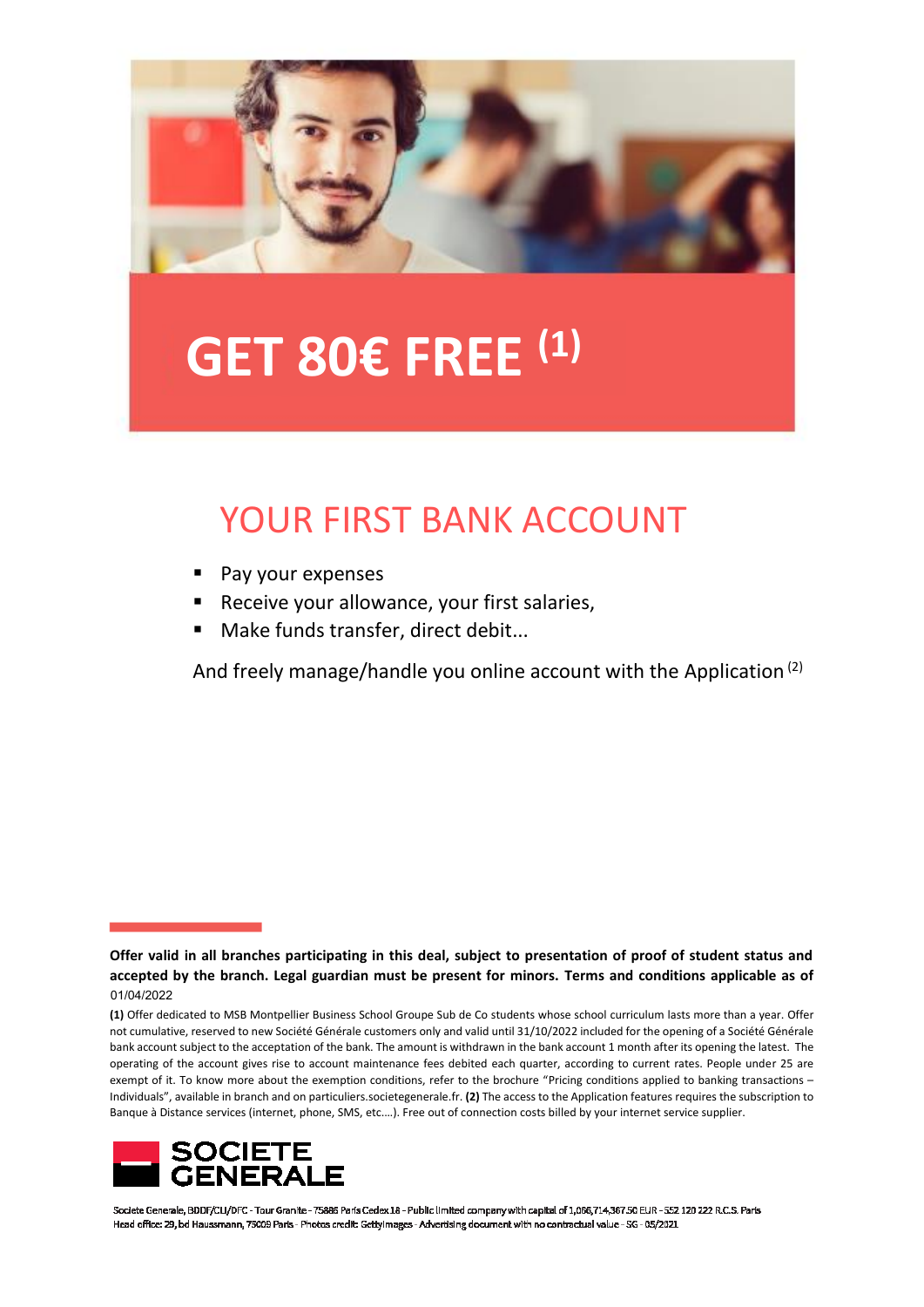# GET 80€ FREE [1]

## YOUR FIRST BANK ACCOUNT

- Pay your expenses
- Receive your allowance, your first salaries,
- Make funds transfer, direct debit...

And freely manage/handle you online account with the Application [2]

**Offer valid in all branches participating in this deal, subject to presentation of proof of student status and accepted by the branch. Legal guardian must be present for minors. Terms and conditions applicable as of** 01/04/2022

**(1)** Offer dedicated to MSB Montpellier Business School Groupe Sub de Co students whose school curriculum lasts more than a year. Offer not cumulative, reserved to new Société Générale customers only and valid until 31/10/2022 included for the opening of a Société Générale bank account subject to the acceptation of the bank. The amount is withdrawn in the bank account 1 month after its opening the latest. The operating of the account gives rise to account maintenance fees debited each quarter, according to current rates. People under 25 are exempt of it. To know more about the exemption conditions, refer to the brochure "Pricing conditions applied to banking transactions – Individuals", available in branch and on particuliers.societegenerale.fr. **(2)** The access to the Application features requires the subscription to Banque à Distance services (internet, phone, SMS, etc.…). Free out of connection costs billed by your internet service supplier.

SOCIETE GENERALE

Societe Generale, BDDF/CLI/DFC - Tour Granite - 75886 Paris Cedex 18 - Public limited company with capital of 1,066,714,367.50 EUR - 552 120 222 R.C.S. Paris
Head office: 29, bd Haussmann, 75009 Paris - Photos credit: GettyImages - Advertising document with no contractual value - SG - 05/2021